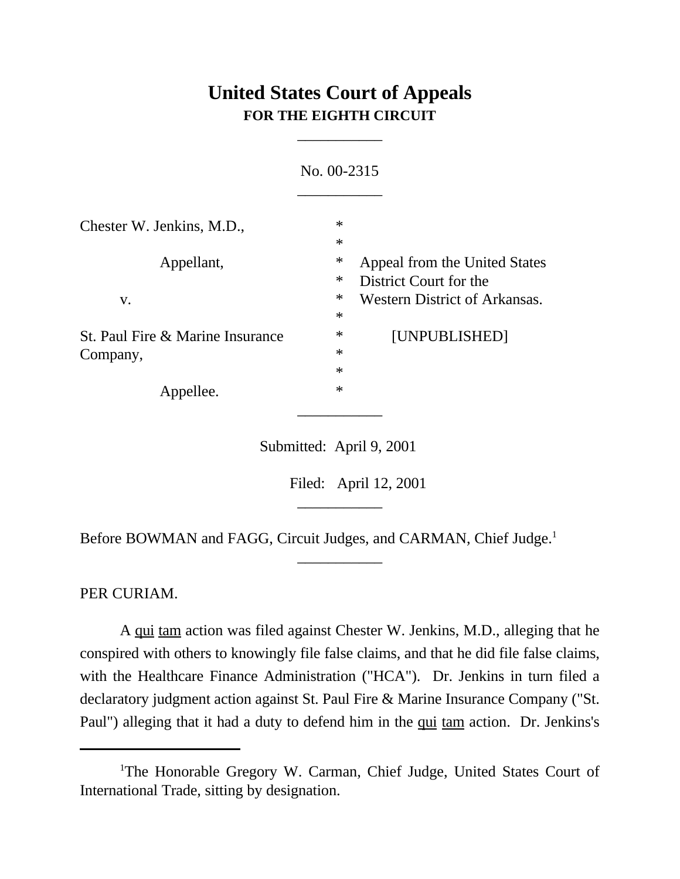# United States Court of Appeals
**FOR THE EIGHTH CIRCUIT**

___________

No. 00-2315

___________

| | | |
|---|---|---|
| Chester W. Jenkins, M.D., | * | |
| | * | |
| Appellant, | * | Appeal from the United States |
| | * | District Court for the |
| v. | * | Western District of Arkansas. |
| | * | |
| St. Paul Fire & Marine Insurance Company, | * | [UNPUBLISHED] |
| | * | |
| | * | |
| Appellee. | * | |

___________

Submitted: April 9, 2001

Filed: April 12, 2001

___________

Before BOWMAN and FAGG, Circuit Judges, and CARMAN, Chief Judge.[1]

___________

PER CURIAM.

A qui tam action was filed against Chester W. Jenkins, M.D., alleging that he conspired with others to knowingly file false claims, and that he did file false claims, with the Healthcare Finance Administration ("HCA"). Dr. Jenkins in turn filed a declaratory judgment action against St. Paul Fire & Marine Insurance Company ("St. Paul") alleging that it had a duty to defend him in the qui tam action. Dr. Jenkins's

[1]The Honorable Gregory W. Carman, Chief Judge, United States Court of International Trade, sitting by designation.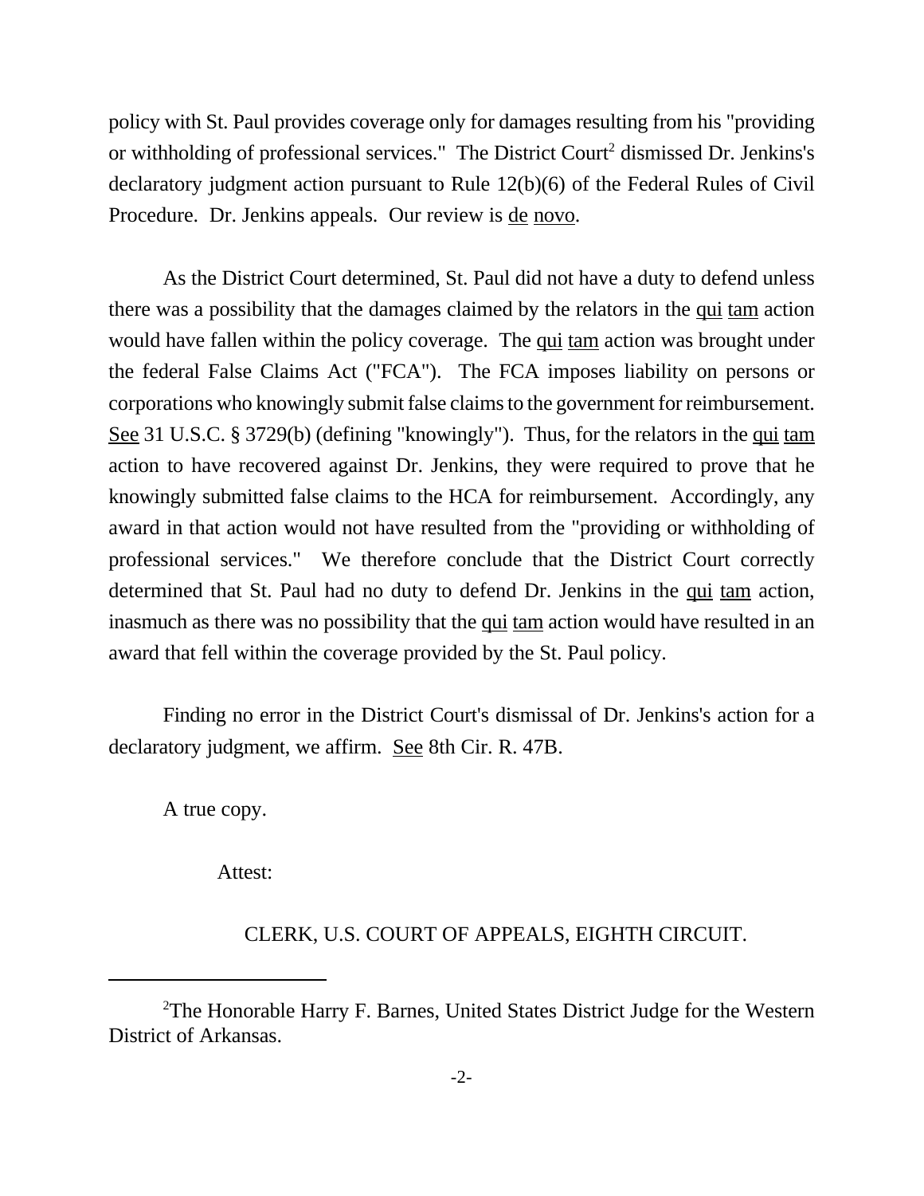policy with St. Paul provides coverage only for damages resulting from his "providing or withholding of professional services." The District Court[2] dismissed Dr. Jenkins's declaratory judgment action pursuant to Rule 12(b)(6) of the Federal Rules of Civil Procedure. Dr. Jenkins appeals. Our review is de novo.

As the District Court determined, St. Paul did not have a duty to defend unless there was a possibility that the damages claimed by the relators in the qui tam action would have fallen within the policy coverage. The qui tam action was brought under the federal False Claims Act ("FCA"). The FCA imposes liability on persons or corporations who knowingly submit false claims to the government for reimbursement. See 31 U.S.C. § 3729(b) (defining "knowingly"). Thus, for the relators in the qui tam action to have recovered against Dr. Jenkins, they were required to prove that he knowingly submitted false claims to the HCA for reimbursement. Accordingly, any award in that action would not have resulted from the "providing or withholding of professional services." We therefore conclude that the District Court correctly determined that St. Paul had no duty to defend Dr. Jenkins in the qui tam action, inasmuch as there was no possibility that the qui tam action would have resulted in an award that fell within the coverage provided by the St. Paul policy.

Finding no error in the District Court's dismissal of Dr. Jenkins's action for a declaratory judgment, we affirm. See 8th Cir. R. 47B.

A true copy.

Attest:

CLERK, U.S. COURT OF APPEALS, EIGHTH CIRCUIT.

---

[2]The Honorable Harry F. Barnes, United States District Judge for the Western District of Arkansas.